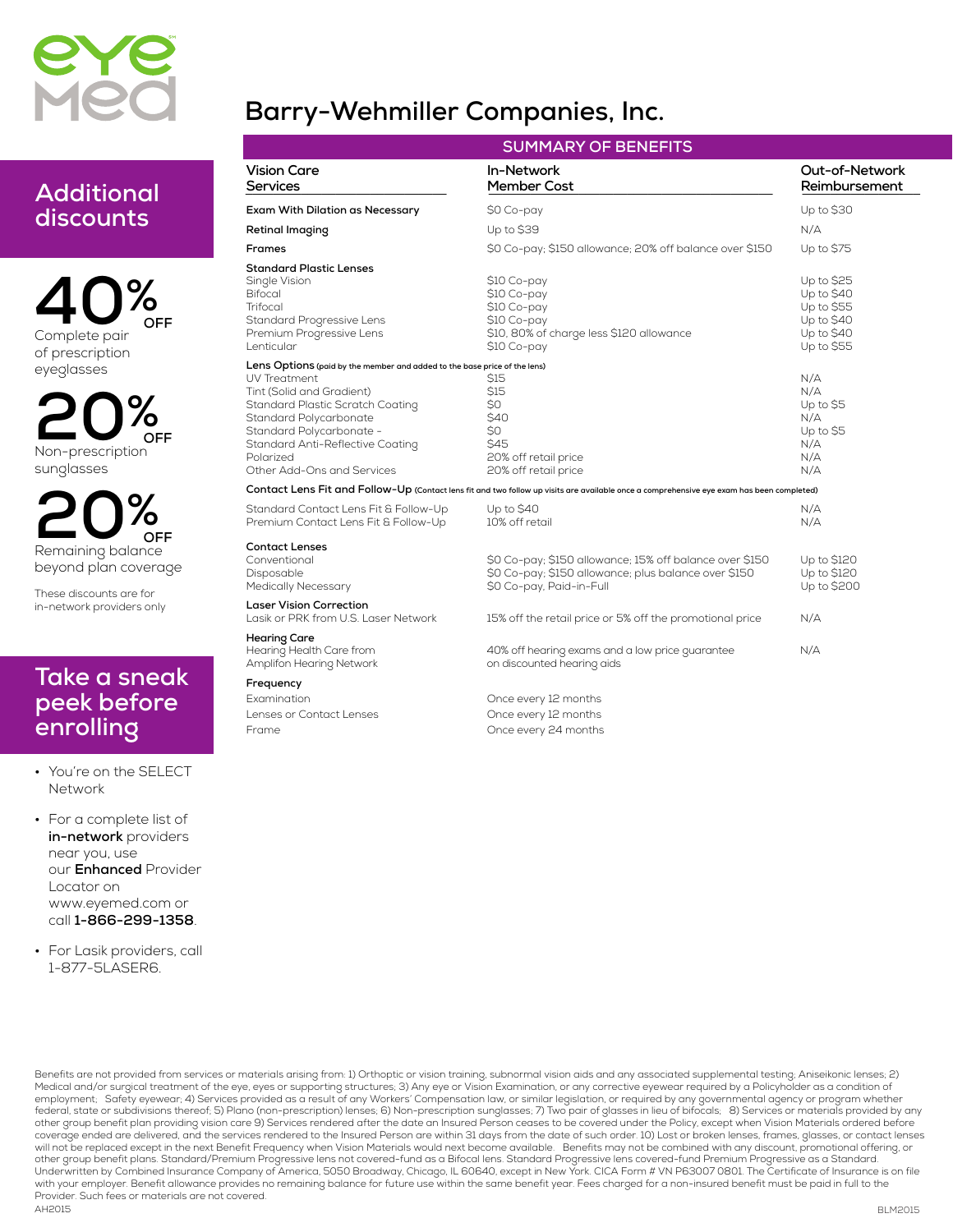eyemed

# Barry-Wehmiller Companies, Inc.

## SUMMARY OF BENEFITS

| Vision Care Services | In-Network Member Cost | Out-of-Network Reimbursement |
|---|---|---|
| **Exam With Dilation as Necessary** | $0 Co-pay | Up to $30 |
| **Retinal Imaging** | Up to $39 | N/A |
| **Frames** | $0 Co-pay; $150 allowance; 20% off balance over $150 | Up to $75 |
| **Standard Plastic Lenses** | | |
| Single Vision | $10 Co-pay | Up to $25 |
| Bifocal | $10 Co-pay | Up to $40 |
| Trifocal | $10 Co-pay | Up to $55 |
| Standard Progressive Lens | $10 Co-pay | Up to $40 |
| Premium Progressive Lens | $10, 80% of charge less $120 allowance | Up to $40 |
| Lenticular | $10 Co-pay | Up to $55 |
| **Lens Options** (paid by the member and added to the base price of the lens) | | |
| UV Treatment | $15 | N/A |
| Tint (Solid and Gradient) | $15 | N/A |
| Standard Plastic Scratch Coating | $0 | Up to $5 |
| Standard Polycarbonate | $40 | N/A |
| Standard Polycarbonate - | $0 | Up to $5 |
| Standard Anti-Reflective Coating | $45 | N/A |
| Polarized | 20% off retail price | N/A |
| Other Add-Ons and Services | 20% off retail price | N/A |
| **Contact Lens Fit and Follow-Up** (Contact lens fit and two follow up visits are available once a comprehensive eye exam has been completed) | | |
| Standard Contact Lens Fit & Follow-Up | Up to $40 | N/A |
| Premium Contact Lens Fit & Follow-Up | 10% off retail | N/A |
| **Contact Lenses** | | |
| Conventional | $0 Co-pay; $150 allowance; 15% off balance over $150 | Up to $120 |
| Disposable | $0 Co-pay; $150 allowance; plus balance over $150 | Up to $120 |
| Medically Necessary | $0 Co-pay, Paid-in-Full | Up to $200 |
| **Laser Vision Correction** | | |
| Lasik or PRK from U.S. Laser Network | 15% off the retail price or 5% off the promotional price | N/A |
| **Hearing Care** | | |
| Hearing Health Care from Amplifon Hearing Network | 40% off hearing exams and a low price guarantee on discounted hearing aids | N/A |
| **Frequency** | | |
| Examination | Once every 12 months | |
| Lenses or Contact Lenses | Once every 12 months | |
| Frame | Once every 24 months | |

## Additional discounts

**40% OFF** Complete pair of prescription eyeglasses

**20% OFF** Non-prescription sunglasses

**20% OFF** Remaining balance beyond plan coverage

These discounts are for in-network providers only

## Take a sneak peek before enrolling

- You're on the SELECT Network
- For a complete list of **in-network** providers near you, use our **Enhanced** Provider Locator on www.eyemed.com or call **1-866-299-1358**.
- For Lasik providers, call 1-877-5LASER6.

Benefits are not provided from services or materials arising from: 1) Orthoptic or vision training, subnormal vision aids and any associated supplemental testing; Aniseikonic lenses; 2) Medical and/or surgical treatment of the eye, eyes or supporting structures; 3) Any eye or Vision Examination, or any corrective eyewear required by a Policyholder as a condition of employment; Safety eyewear; 4) Services provided as a result of any Workers' Compensation law, or similar legislation, or required by any governmental agency or program whether federal, state or subdivisions thereof; 5) Plano (non-prescription) lenses; 6) Non-prescription sunglasses; 7) Two pair of glasses in lieu of bifocals; 8) Services or materials provided by any other group benefit plan providing vision care 9) Services rendered after the date an Insured Person ceases to be covered under the Policy, except when Vision Materials ordered before coverage ended are delivered, and the services rendered to the Insured Person are within 31 days from the date of such order. 10) Lost or broken lenses, frames, glasses, or contact lenses will not be replaced except in the next Benefit Frequency when Vision Materials would next become available. Benefits may not be combined with any discount, promotional offering, or other group benefit plans. Standard/Premium Progressive lens not covered-fund as a Bifocal lens. Standard Progressive lens covered-fund Premium Progressive as a Standard. Underwritten by Combined Insurance Company of America, 5050 Broadway, Chicago, IL 60640, except in New York. CICA Form # VN P63007 0801. The Certificate of Insurance is on file with your employer. Benefit allowance provides no remaining balance for future use within the same benefit year. Fees charged for a non-insured benefit must be paid in full to the Provider. Such fees or materials are not covered.

AH2015 BLM2015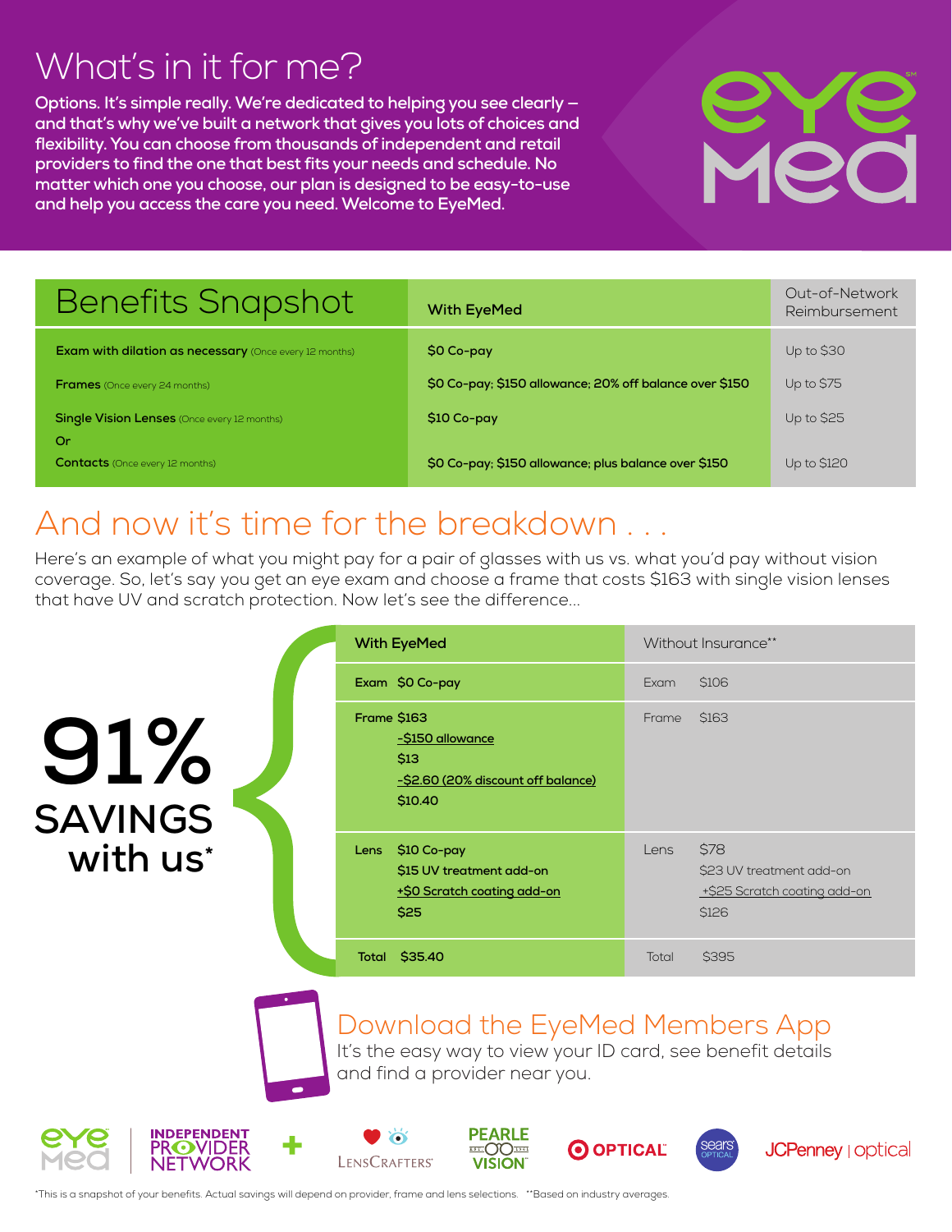# What's in it for me?

**Options. It's simple really. We're dedicated to helping you see clearly – and that's why we've built a network that gives you lots of choices and flexibility. You can choose from thousands of independent and retail providers to find the one that best fits your needs and schedule. No matter which one you choose, our plan is designed to be easy-to-use and help you access the care you need. Welcome to EyeMed.**

| Benefits Snapshot | With EyeMed | Out-of-Network Reimbursement |
|---|---|---|
| **Exam with dilation as necessary** (Once every 12 months) | $0 Co-pay | Up to $30 |
| **Frames** (Once every 24 months) | $0 Co-pay; $150 allowance; 20% off balance over $150 | Up to $75 |
| **Single Vision Lenses** (Once every 12 months) | $10 Co-pay | Up to $25 |
| Or | | |
| **Contacts** (Once every 12 months) | $0 Co-pay; $150 allowance; plus balance over $150 | Up to $120 |

## And now it's time for the breakdown . . .

Here's an example of what you might pay for a pair of glasses with us vs. what you'd pay without vision coverage. So, let's say you get an eye exam and choose a frame that costs $163 with single vision lenses that have UV and scratch protection. Now let's see the difference...

**91% SAVINGS with us***

| With EyeMed | Without Insurance** |
|---|---|
| Exam $0 Co-pay | Exam $106 |
| Frame $163<br>-$150 allowance<br>$13<br>-$2.60 (20% discount off balance)<br>$10.40 | Frame $163 |
| Lens $10 Co-pay<br>$15 UV treatment add-on<br>+$0 Scratch coating add-on<br>$25 | Lens $78<br>$23 UV treatment add-on<br>+$25 Scratch coating add-on<br>$126 |
| Total $35.40 | Total $395 |

## Download the EyeMed Members App

It's the easy way to view your ID card, see benefit details and find a provider near you.

EyeMed | INDEPENDENT PROVIDER NETWORK + LensCrafters | Pearle Vision | Target Optical | Sears Optical | JCPenney optical

*This is a snapshot of your benefits. Actual savings will depend on provider, frame and lens selections. **Based on industry averages.